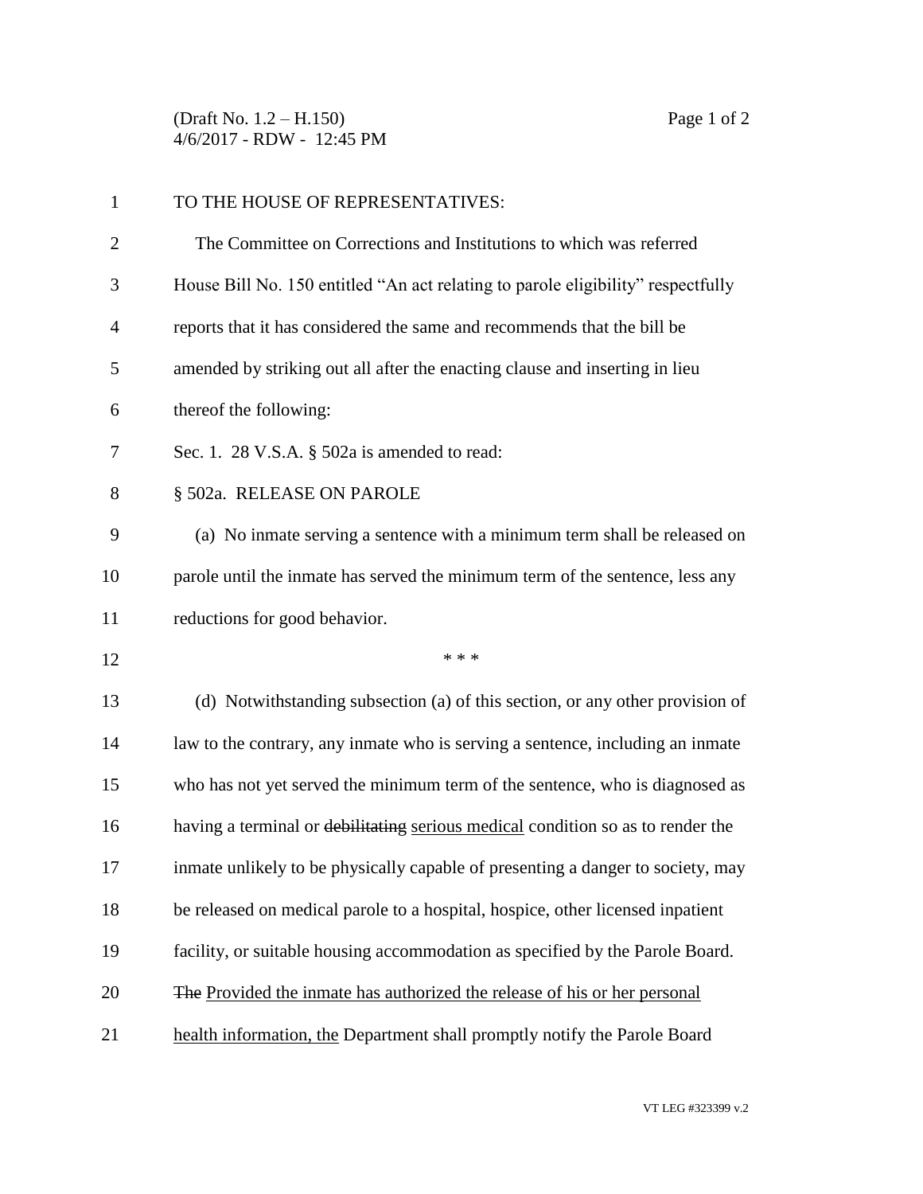TO THE HOUSE OF REPRESENTATIVES:

The Committee on Corrections and Institutions to which was referred House Bill No. 150 entitled "An act relating to parole eligibility" respectfully reports that it has considered the same and recommends that the bill be amended by striking out all after the enacting clause and inserting in lieu thereof the following:

Sec. 1. 28 V.S.A. § 502a is amended to read:

§ 502a. RELEASE ON PAROLE

(a) No inmate serving a sentence with a minimum term shall be released on parole until the inmate has served the minimum term of the sentence, less any reductions for good behavior.

\* \* \*

(d) Notwithstanding subsection (a) of this section, or any other provision of law to the contrary, any inmate who is serving a sentence, including an inmate who has not yet served the minimum term of the sentence, who is diagnosed as having a terminal or ~~debilitating~~ <u>serious medical</u> condition so as to render the inmate unlikely to be physically capable of presenting a danger to society, may be released on medical parole to a hospital, hospice, other licensed inpatient facility, or suitable housing accommodation as specified by the Parole Board. ~~The~~ <u>Provided the inmate has authorized the release of his or her personal health information, the</u> Department shall promptly notify the Parole Board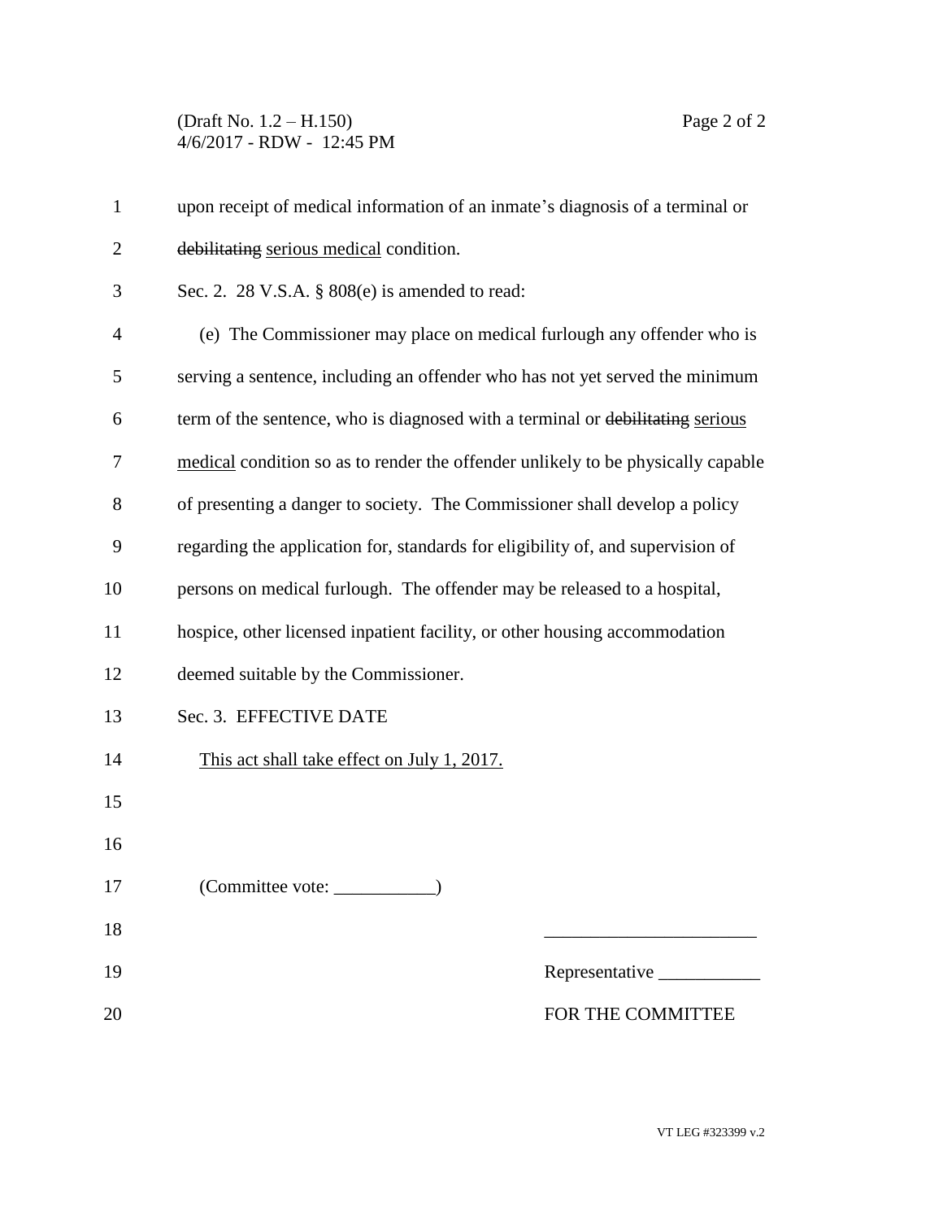upon receipt of medical information of an inmate's diagnosis of a terminal or ~~debilitating~~ <u>serious medical</u> condition.

Sec. 2. 28 V.S.A. § 808(e) is amended to read:

(e) The Commissioner may place on medical furlough any offender who is serving a sentence, including an offender who has not yet served the minimum term of the sentence, who is diagnosed with a terminal or ~~debilitating~~ <u>serious medical</u> condition so as to render the offender unlikely to be physically capable of presenting a danger to society. The Commissioner shall develop a policy regarding the application for, standards for eligibility of, and supervision of persons on medical furlough. The offender may be released to a hospital, hospice, other licensed inpatient facility, or other housing accommodation deemed suitable by the Commissioner.

Sec. 3. EFFECTIVE DATE

<u>This act shall take effect on July 1, 2017.</u>

(Committee vote: ___________)

_______________________

Representative ___________

FOR THE COMMITTEE